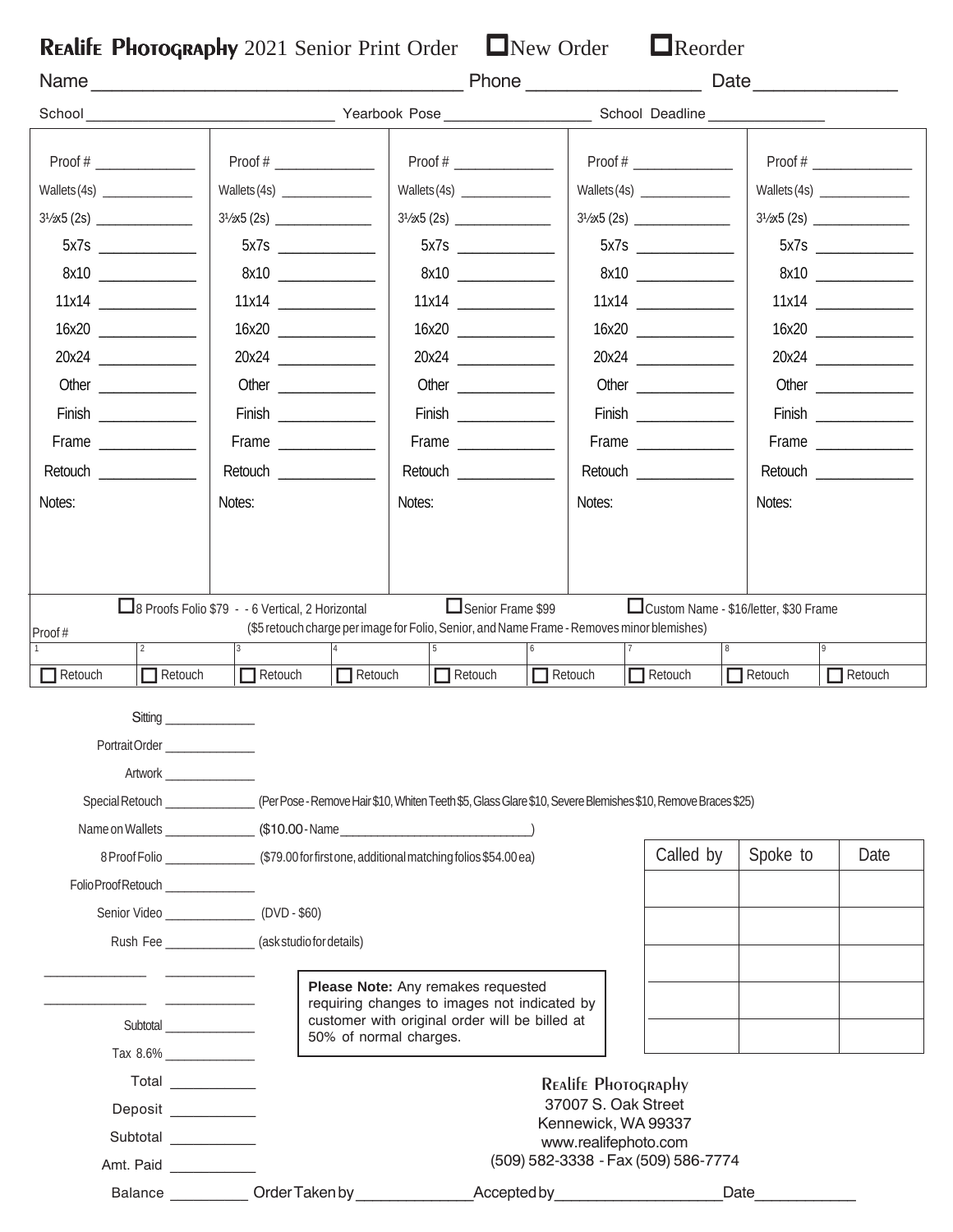# Realife Photography 2021 Senior Print Order

☐ New Order ☐ Reorder

Name ______________________ Phone ______________ Date ____________

School ______________________ Yearbook Pose ______________ School Deadline ____________

| | | | | |
|---|---|---|---|---|
| Proof # ________ | Proof # ________ | Proof # ________ | Proof # ________ | Proof # ________ |
| Wallets (4s) ________ | Wallets (4s) ________ | Wallets (4s) ________ | Wallets (4s) ________ | Wallets (4s) ________ |
| 3½x5 (2s) ________ | 3½x5 (2s) ________ | 3½x5 (2s) ________ | 3½x5 (2s) ________ | 3½x5 (2s) ________ |
| 5x7s ________ | 5x7s ________ | 5x7s ________ | 5x7s ________ | 5x7s ________ |
| 8x10 ________ | 8x10 ________ | 8x10 ________ | 8x10 ________ | 8x10 ________ |
| 11x14 ________ | 11x14 ________ | 11x14 ________ | 11x14 ________ | 11x14 ________ |
| 16x20 ________ | 16x20 ________ | 16x20 ________ | 16x20 ________ | 16x20 ________ |
| 20x24 ________ | 20x24 ________ | 20x24 ________ | 20x24 ________ | 20x24 ________ |
| Other ________ | Other ________ | Other ________ | Other ________ | Other ________ |
| Finish ________ | Finish ________ | Finish ________ | Finish ________ | Finish ________ |
| Frame ________ | Frame ________ | Frame ________ | Frame ________ | Frame ________ |
| Retouch ________ | Retouch ________ | Retouch ________ | Retouch ________ | Retouch ________ |
| Notes: | Notes: | Notes: | Notes: | Notes: |

☐ 8 Proofs Folio $79 - - 6 Vertical, 2 Horizontal ☐ Senior Frame $99 ☐ Custom Name - $16/letter, $30 Frame

Proof # ($5 retouch charge per image for Folio, Senior, and Name Frame - Removes minor blemishes)

| 1 | 2 | 3 | 4 | 5 | 6 | 7 | 8 | 9 |
|---|---|---|---|---|---|---|---|---|
| ☐ Retouch | ☐ Retouch | ☐ Retouch | ☐ Retouch | ☐ Retouch | ☐ Retouch | ☐ Retouch | ☐ Retouch | ☐ Retouch |

Sitting ____________

Portrait Order ____________

Artwork ____________

Special Retouch ____________ (Per Pose - Remove Hair $10, Whiten Teeth $5, Glass Glare $10, Severe Blemishes $10, Remove Braces $25)

Name on Wallets ____________ ($10.00 - Name ______________________)

8 Proof Folio ____________ ($79.00 for first one, additional matching folios $54.00 ea)

Folio Proof Retouch ____________

Senior Video ____________ (DVD - $60)

Rush Fee ____________ (ask studio for details)

____________ ____________

____________ ____________

Subtotal ____________

Tax 8.6% ____________

Total ____________

Deposit ____________

Subtotal ____________

Amt. Paid ____________

Balance ________ Order Taken by ____________ Accepted by ________________ Date __________

| Called by | Spoke to | Date |
|---|---|---|
| | | |
| | | |
| | | |
| | | |
| | | |

**Please Note:** Any remakes requested requiring changes to images not indicated by customer with original order will be billed at 50% of normal charges.

Realife Photography
37007 S. Oak Street
Kennewick, WA 99337
www.realifephoto.com
(509) 582-3338 - Fax (509) 586-7774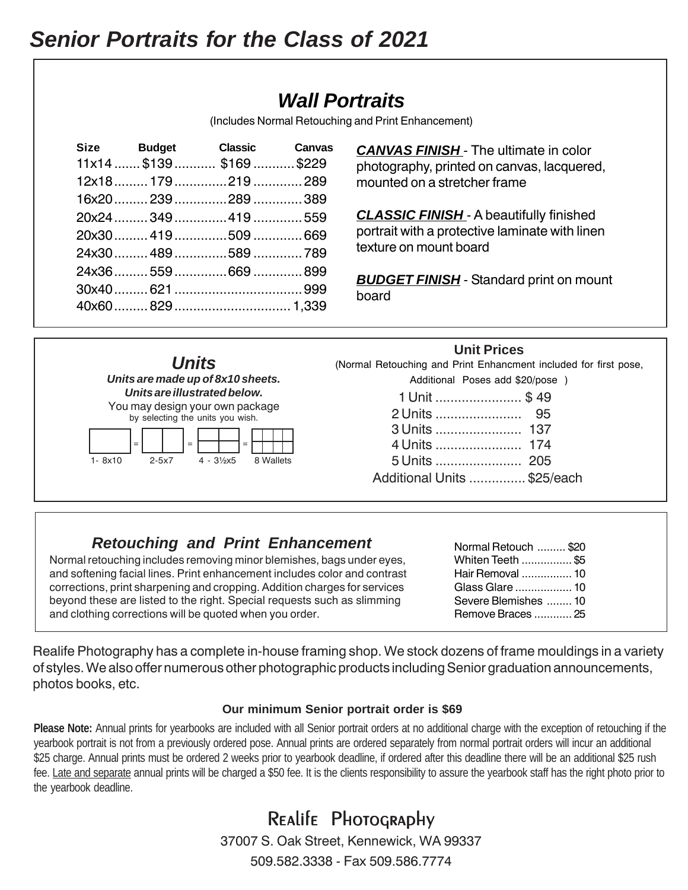# Senior Portraits for the Class of 2021

## Wall Portraits

(Includes Normal Retouching and Print Enhancement)

| Size | Budget | Classic | Canvas |
|---|---|---|---|
| 11x14 | $139 | $169 | $229 |
| 12x18 | 179 | 219 | 289 |
| 16x20 | 239 | 289 | 389 |
| 20x24 | 349 | 419 | 559 |
| 20x30 | 419 | 509 | 669 |
| 24x30 | 489 | 589 | 789 |
| 24x36 | 559 | 669 | 899 |
| 30x40 | 621 | | 999 |
| 40x60 | 829 | | 1,339 |

***CANVAS FINISH*** - The ultimate in color photography, printed on canvas, lacquered, mounted on a stretcher frame

***CLASSIC FINISH*** - A beautifully finished portrait with a protective laminate with linen texture on mount board

***BUDGET FINISH*** - Standard print on mount board

## Units

***Units are made up of 8x10 sheets.***
***Units are illustrated below.***

You may design your own package by selecting the units you wish.

1- 8x10 = 2-5x7 = 4 - 3½x5 = 8 Wallets

### Unit Prices

(Normal Retouching and Print Enhancment included for first pose, Additional Poses add $20/pose )

| | |
|---|---|
| 1 Unit | $ 49 |
| 2 Units | 95 |
| 3 Units | 137 |
| 4 Units | 174 |
| 5 Units | 205 |
| Additional Units | $25/each |

## Retouching and Print Enhancement

Normal retouching includes removing minor blemishes, bags under eyes, and softening facial lines. Print enhancement includes color and contrast corrections, print sharpening and cropping. Addition charges for services beyond these are listed to the right. Special requests such as slimming and clothing corrections will be quoted when you order.

| | |
|---|---|
| Normal Retouch | $20 |
| Whiten Teeth | $5 |
| Hair Removal | 10 |
| Glass Glare | 10 |
| Severe Blemishes | 10 |
| Remove Braces | 25 |

Realife Photography has a complete in-house framing shop. We stock dozens of frame mouldings in a variety of styles. We also offer numerous other photographic products including Senior graduation announcements, photos books, etc.

**Our minimum Senior portrait order is $69**

**Please Note:** Annual prints for yearbooks are included with all Senior portrait orders at no additional charge with the exception of retouching if the yearbook portrait is not from a previously ordered pose. Annual prints are ordered separately from normal portrait orders will incur an additional $25 charge. Annual prints must be ordered 2 weeks prior to yearbook deadline, if ordered after this deadline there will be an additional $25 rush fee. Late and separate annual prints will be charged a $50 fee. It is the clients responsibility to assure the yearbook staff has the right photo prior to the yearbook deadline.

**Realife Photography**

37007 S. Oak Street, Kennewick, WA 99337

509.582.3338 - Fax 509.586.7774